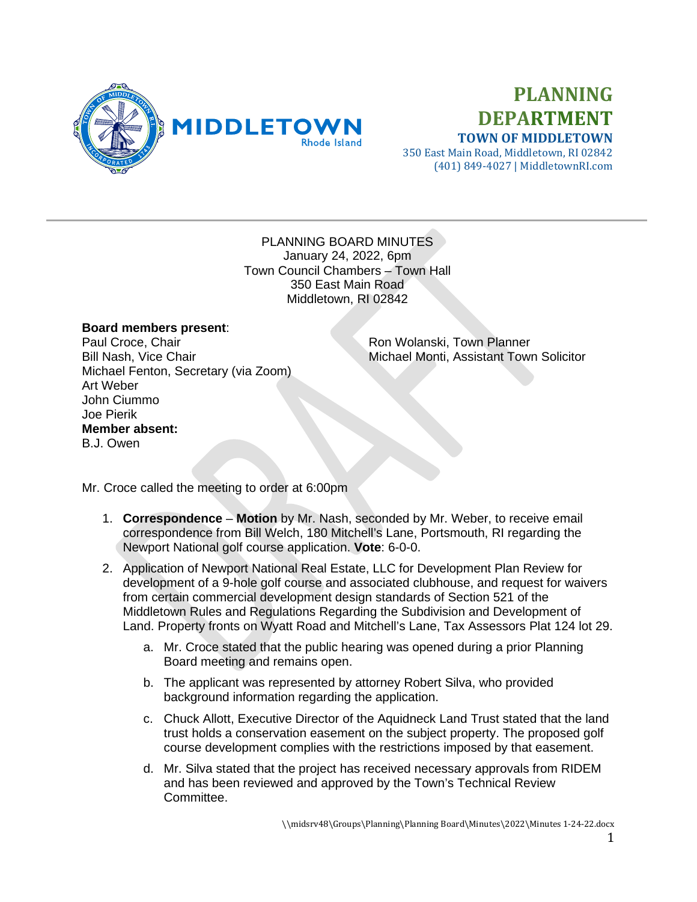# PLANNING DEPARTMENT

**TOWN OF MIDDLETOWN**
350 East Main Road, Middletown, RI 02842
(401) 849-4027 | MiddletownRI.com

PLANNING BOARD MINUTES
January 24, 2022, 6pm
Town Council Chambers – Town Hall
350 East Main Road
Middletown, RI 02842

**Board members present**:
Paul Croce, Chair
Bill Nash, Vice Chair
Michael Fenton, Secretary (via Zoom)
Art Weber
John Ciummo
Joe Pierik

Ron Wolanski, Town Planner
Michael Monti, Assistant Town Solicitor

**Member absent:**
B.J. Owen

Mr. Croce called the meeting to order at 6:00pm

1. **Correspondence** – **Motion** by Mr. Nash, seconded by Mr. Weber, to receive email correspondence from Bill Welch, 180 Mitchell's Lane, Portsmouth, RI regarding the Newport National golf course application. **Vote**: 6-0-0.
2. Application of Newport National Real Estate, LLC for Development Plan Review for development of a 9-hole golf course and associated clubhouse, and request for waivers from certain commercial development design standards of Section 521 of the Middletown Rules and Regulations Regarding the Subdivision and Development of Land. Property fronts on Wyatt Road and Mitchell's Lane, Tax Assessors Plat 124 lot 29.
   a. Mr. Croce stated that the public hearing was opened during a prior Planning Board meeting and remains open.
   b. The applicant was represented by attorney Robert Silva, who provided background information regarding the application.
   c. Chuck Allott, Executive Director of the Aquidneck Land Trust stated that the land trust holds a conservation easement on the subject property. The proposed golf course development complies with the restrictions imposed by that easement.
   d. Mr. Silva stated that the project has received necessary approvals from RIDEM and has been reviewed and approved by the Town's Technical Review Committee.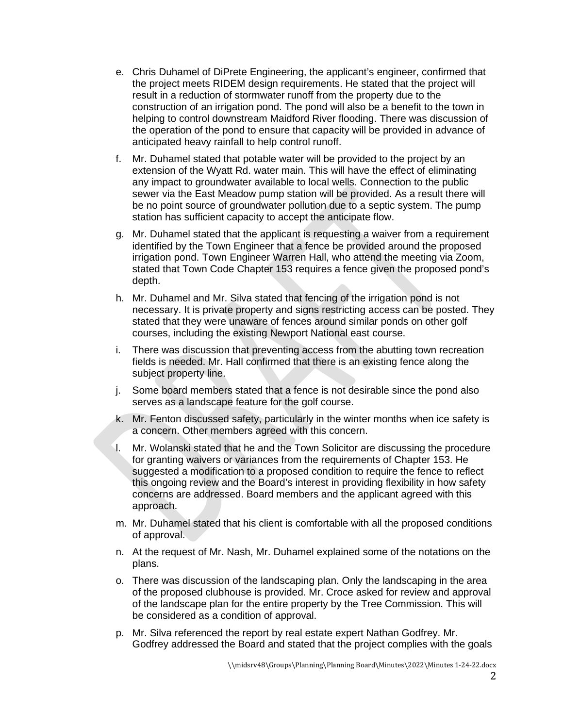e. Chris Duhamel of DiPrete Engineering, the applicant's engineer, confirmed that the project meets RIDEM design requirements. He stated that the project will result in a reduction of stormwater runoff from the property due to the construction of an irrigation pond. The pond will also be a benefit to the town in helping to control downstream Maidford River flooding. There was discussion of the operation of the pond to ensure that capacity will be provided in advance of anticipated heavy rainfall to help control runoff.

f. Mr. Duhamel stated that potable water will be provided to the project by an extension of the Wyatt Rd. water main. This will have the effect of eliminating any impact to groundwater available to local wells. Connection to the public sewer via the East Meadow pump station will be provided. As a result there will be no point source of groundwater pollution due to a septic system. The pump station has sufficient capacity to accept the anticipate flow.

g. Mr. Duhamel stated that the applicant is requesting a waiver from a requirement identified by the Town Engineer that a fence be provided around the proposed irrigation pond. Town Engineer Warren Hall, who attend the meeting via Zoom, stated that Town Code Chapter 153 requires a fence given the proposed pond's depth.

h. Mr. Duhamel and Mr. Silva stated that fencing of the irrigation pond is not necessary. It is private property and signs restricting access can be posted. They stated that they were unaware of fences around similar ponds on other golf courses, including the existing Newport National east course.

i. There was discussion that preventing access from the abutting town recreation fields is needed. Mr. Hall confirmed that there is an existing fence along the subject property line.

j. Some board members stated that a fence is not desirable since the pond also serves as a landscape feature for the golf course.

k. Mr. Fenton discussed safety, particularly in the winter months when ice safety is a concern. Other members agreed with this concern.

l. Mr. Wolanski stated that he and the Town Solicitor are discussing the procedure for granting waivers or variances from the requirements of Chapter 153. He suggested a modification to a proposed condition to require the fence to reflect this ongoing review and the Board's interest in providing flexibility in how safety concerns are addressed. Board members and the applicant agreed with this approach.

m. Mr. Duhamel stated that his client is comfortable with all the proposed conditions of approval.

n. At the request of Mr. Nash, Mr. Duhamel explained some of the notations on the plans.

o. There was discussion of the landscaping plan. Only the landscaping in the area of the proposed clubhouse is provided. Mr. Croce asked for review and approval of the landscape plan for the entire property by the Tree Commission. This will be considered as a condition of approval.

p. Mr. Silva referenced the report by real estate expert Nathan Godfrey. Mr. Godfrey addressed the Board and stated that the project complies with the goals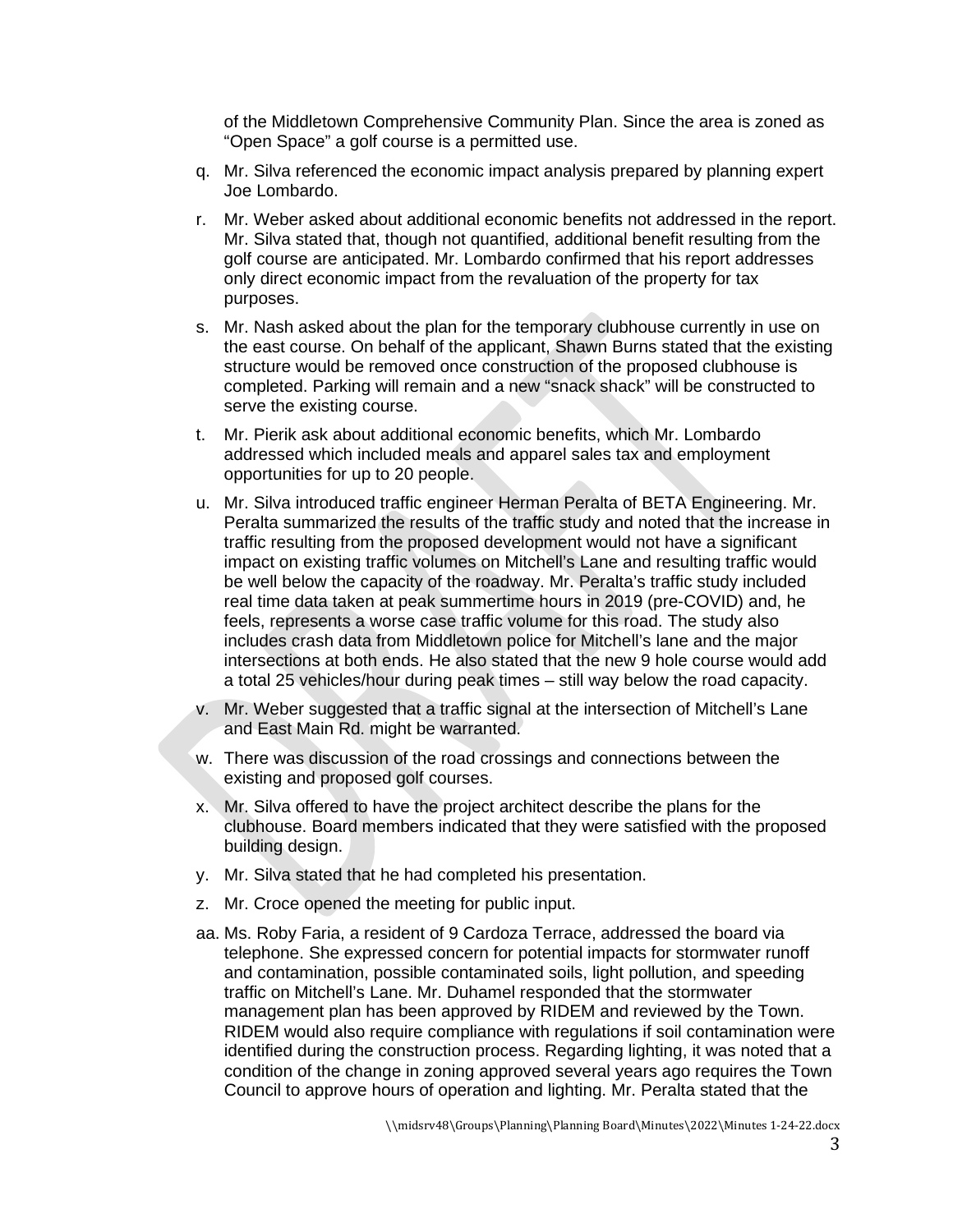of the Middletown Comprehensive Community Plan. Since the area is zoned as "Open Space" a golf course is a permitted use.

q. Mr. Silva referenced the economic impact analysis prepared by planning expert Joe Lombardo.

r. Mr. Weber asked about additional economic benefits not addressed in the report. Mr. Silva stated that, though not quantified, additional benefit resulting from the golf course are anticipated. Mr. Lombardo confirmed that his report addresses only direct economic impact from the revaluation of the property for tax purposes.

s. Mr. Nash asked about the plan for the temporary clubhouse currently in use on the east course. On behalf of the applicant, Shawn Burns stated that the existing structure would be removed once construction of the proposed clubhouse is completed. Parking will remain and a new "snack shack" will be constructed to serve the existing course.

t. Mr. Pierik ask about additional economic benefits, which Mr. Lombardo addressed which included meals and apparel sales tax and employment opportunities for up to 20 people.

u. Mr. Silva introduced traffic engineer Herman Peralta of BETA Engineering. Mr. Peralta summarized the results of the traffic study and noted that the increase in traffic resulting from the proposed development would not have a significant impact on existing traffic volumes on Mitchell's Lane and resulting traffic would be well below the capacity of the roadway. Mr. Peralta's traffic study included real time data taken at peak summertime hours in 2019 (pre-COVID) and, he feels, represents a worse case traffic volume for this road. The study also includes crash data from Middletown police for Mitchell's lane and the major intersections at both ends. He also stated that the new 9 hole course would add a total 25 vehicles/hour during peak times – still way below the road capacity.

v. Mr. Weber suggested that a traffic signal at the intersection of Mitchell's Lane and East Main Rd. might be warranted.

w. There was discussion of the road crossings and connections between the existing and proposed golf courses.

x. Mr. Silva offered to have the project architect describe the plans for the clubhouse. Board members indicated that they were satisfied with the proposed building design.

y. Mr. Silva stated that he had completed his presentation.

z. Mr. Croce opened the meeting for public input.

aa. Ms. Roby Faria, a resident of 9 Cardoza Terrace, addressed the board via telephone. She expressed concern for potential impacts for stormwater runoff and contamination, possible contaminated soils, light pollution, and speeding traffic on Mitchell's Lane. Mr. Duhamel responded that the stormwater management plan has been approved by RIDEM and reviewed by the Town. RIDEM would also require compliance with regulations if soil contamination were identified during the construction process. Regarding lighting, it was noted that a condition of the change in zoning approved several years ago requires the Town Council to approve hours of operation and lighting. Mr. Peralta stated that the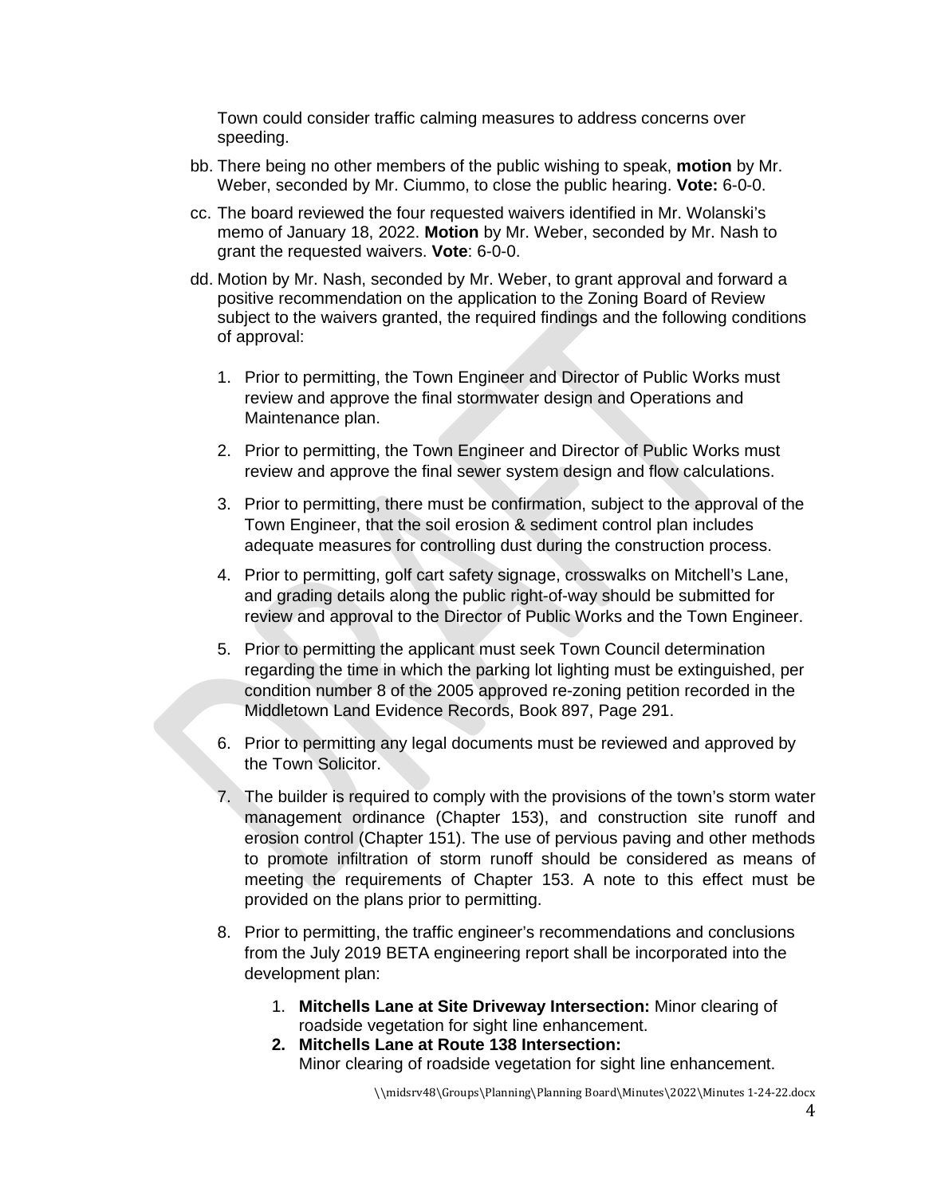Town could consider traffic calming measures to address concerns over speeding.

bb. There being no other members of the public wishing to speak, **motion** by Mr. Weber, seconded by Mr. Ciummo, to close the public hearing. **Vote:** 6-0-0.

cc. The board reviewed the four requested waivers identified in Mr. Wolanski's memo of January 18, 2022. **Motion** by Mr. Weber, seconded by Mr. Nash to grant the requested waivers. **Vote**: 6-0-0.

dd. Motion by Mr. Nash, seconded by Mr. Weber, to grant approval and forward a positive recommendation on the application to the Zoning Board of Review subject to the waivers granted, the required findings and the following conditions of approval:

1. Prior to permitting, the Town Engineer and Director of Public Works must review and approve the final stormwater design and Operations and Maintenance plan.

2. Prior to permitting, the Town Engineer and Director of Public Works must review and approve the final sewer system design and flow calculations.

3. Prior to permitting, there must be confirmation, subject to the approval of the Town Engineer, that the soil erosion & sediment control plan includes adequate measures for controlling dust during the construction process.

4. Prior to permitting, golf cart safety signage, crosswalks on Mitchell's Lane, and grading details along the public right-of-way should be submitted for review and approval to the Director of Public Works and the Town Engineer.

5. Prior to permitting the applicant must seek Town Council determination regarding the time in which the parking lot lighting must be extinguished, per condition number 8 of the 2005 approved re-zoning petition recorded in the Middletown Land Evidence Records, Book 897, Page 291.

6. Prior to permitting any legal documents must be reviewed and approved by the Town Solicitor.

7. The builder is required to comply with the provisions of the town's storm water management ordinance (Chapter 153), and construction site runoff and erosion control (Chapter 151). The use of pervious paving and other methods to promote infiltration of storm runoff should be considered as means of meeting the requirements of Chapter 153. A note to this effect must be provided on the plans prior to permitting.

8. Prior to permitting, the traffic engineer's recommendations and conclusions from the July 2019 BETA engineering report shall be incorporated into the development plan:

    1. **Mitchells Lane at Site Driveway Intersection:** Minor clearing of roadside vegetation for sight line enhancement.
    2. **Mitchells Lane at Route 138 Intersection:** Minor clearing of roadside vegetation for sight line enhancement.

\\midsrv48\Groups\Planning\Planning Board\Minutes\2022\Minutes 1-24-22.docx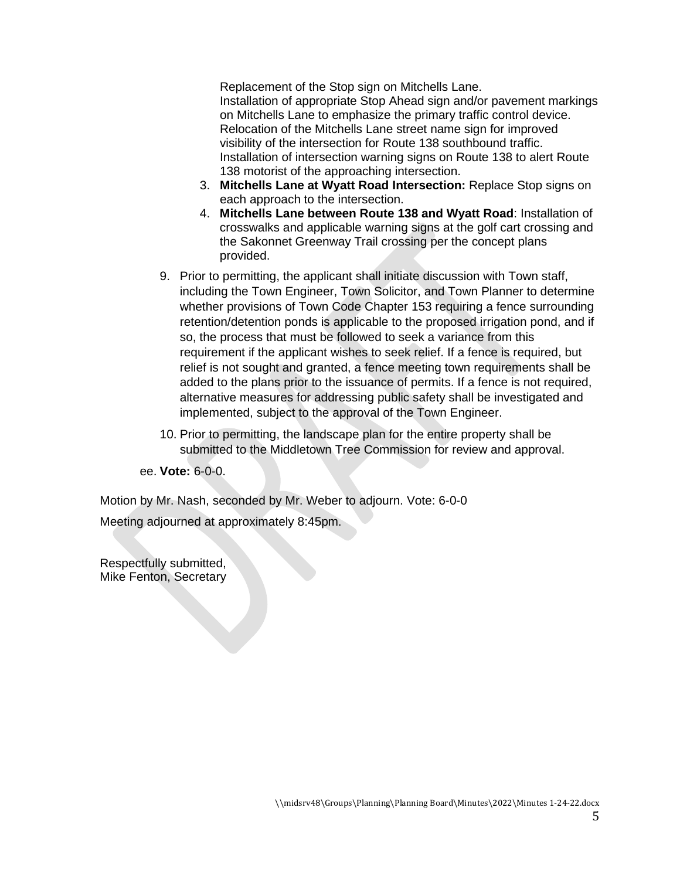Replacement of the Stop sign on Mitchells Lane.
Installation of appropriate Stop Ahead sign and/or pavement markings on Mitchells Lane to emphasize the primary traffic control device.
Relocation of the Mitchells Lane street name sign for improved visibility of the intersection for Route 138 southbound traffic.
Installation of intersection warning signs on Route 138 to alert Route 138 motorist of the approaching intersection.

3. **Mitchells Lane at Wyatt Road Intersection:** Replace Stop signs on each approach to the intersection.
4. **Mitchells Lane between Route 138 and Wyatt Road**: Installation of crosswalks and applicable warning signs at the golf cart crossing and the Sakonnet Greenway Trail crossing per the concept plans provided.

9. Prior to permitting, the applicant shall initiate discussion with Town staff, including the Town Engineer, Town Solicitor, and Town Planner to determine whether provisions of Town Code Chapter 153 requiring a fence surrounding retention/detention ponds is applicable to the proposed irrigation pond, and if so, the process that must be followed to seek a variance from this requirement if the applicant wishes to seek relief. If a fence is required, but relief is not sought and granted, a fence meeting town requirements shall be added to the plans prior to the issuance of permits. If a fence is not required, alternative measures for addressing public safety shall be investigated and implemented, subject to the approval of the Town Engineer.

10. Prior to permitting, the landscape plan for the entire property shall be submitted to the Middletown Tree Commission for review and approval.

ee. **Vote:** 6-0-0.

Motion by Mr. Nash, seconded by Mr. Weber to adjourn. Vote: 6-0-0

Meeting adjourned at approximately 8:45pm.

Respectfully submitted,
Mike Fenton, Secretary

\\midsrv48\Groups\Planning\Planning Board\Minutes\2022\Minutes 1-24-22.docx